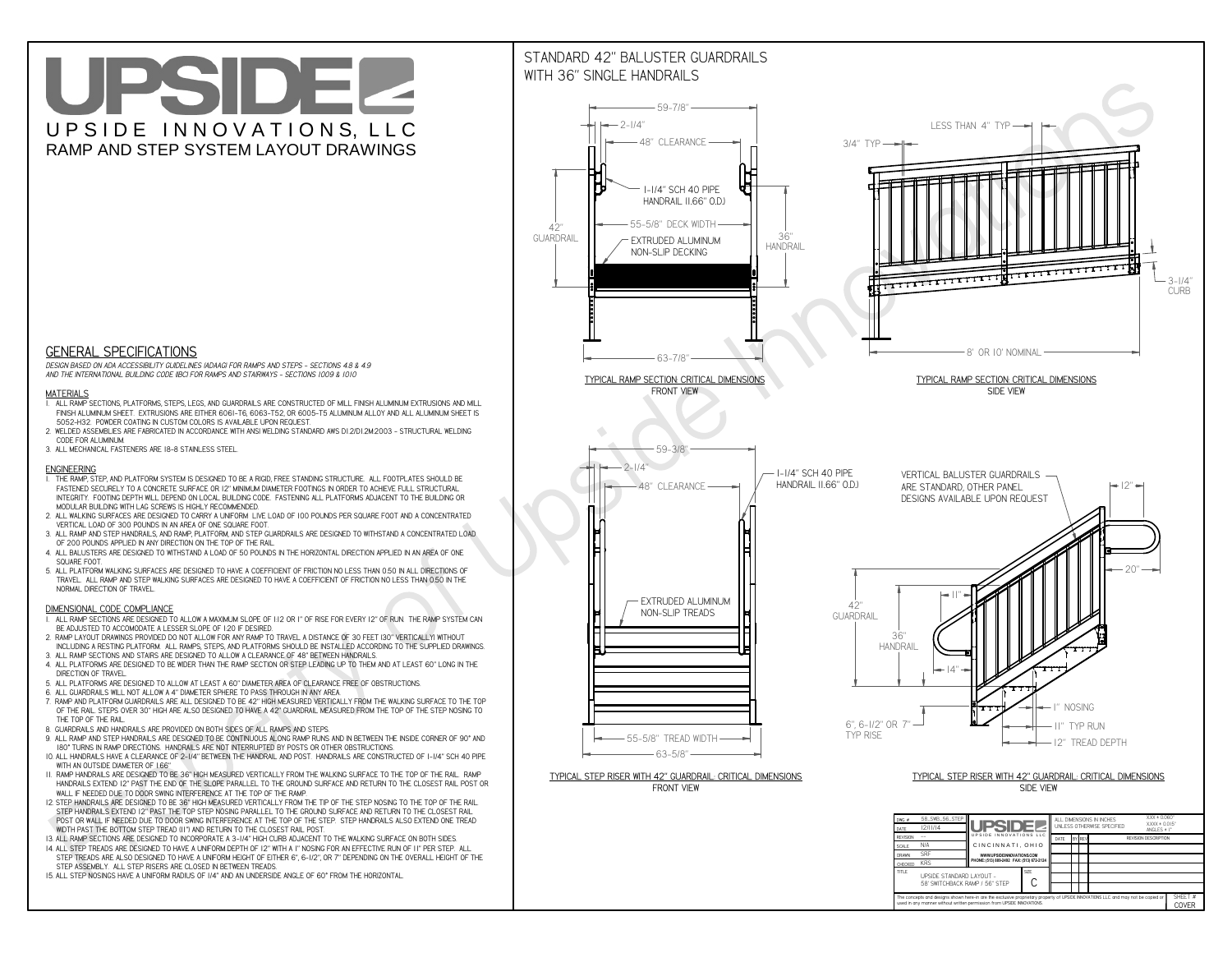# UPSIDE

UPSIDE INNOVATIONS, LLC

RAMP AND STEP SYSTEM LAYOUT DRAWINGS

## GENERAL SPECIFICATIONS

*DESIGN BASED ON ADA ACCESSIBILITY GUIDELINES (ADAAG) FOR RAMPS AND STEPS - SECTIONS 4.8 & 4.9 AND THE INTERNATIONAL BUILDING CODE (IBC) FOR RAMPS AND STAIRWAYS - SECTIONS 1009 & 1010*

### MATERIALS

1. ALL RAMP SECTIONS, PLATFORMS, STEPS, LEGS, AND GUARDRAILS ARE CONSTRUCTED OF MILL FINISH ALUMINUM EXTRUSIONS AND MILL FINISH ALUMINUM SHEET. EXTRUSIONS ARE EITHER 6061-T6, 6063-T52, OR 6005-T5 ALUMINUM ALLOY AND ALL ALUMINUM SHEET IS 5052-H32. POWDER COATING IN CUSTOM COLORS IS AVAILABLE UPON REQUEST.
2. WELDED ASSEMBLIES ARE FABRICATED IN ACCORDANCE WITH ANSI WELDING STANDARD AWS D1.2/D1.2M:2003 - STRUCTURAL WELDING CODE FOR ALUMINUM.
3. ALL MECHANICAL FASTENERS ARE 18-8 STAINLESS STEEL.

### ENGINEERING

1. THE RAMP, STEP, AND PLATFORM SYSTEM IS DESIGNED TO BE A RIGID, FREE STANDING STRUCTURE. ALL FOOTPLATES SHOULD BE FASTENED SECURELY TO A CONCRETE SURFACE OR 12" MINIMUM DIAMETER CONCRETE FOOTINGS IN ORDER TO ACHIEVE FULL STRUCTURAL INTEGRITY. FOOTING DEPTH WILL DEPEND ON LOCAL BUILDING CODE. FASTENING ALL PLATFORMS ADJACENT TO THE BUILDING OR MODULAR BUILDING WITH LAG SCREWS IS HIGHLY RECOMMENDED.
2. ALL WALKING SURFACES ARE DESIGNED TO CARRY A UNIFORM LIVE LOAD OF 100 POUNDS PER SQUARE FOOT AND A CONCENTRATED VERTICAL LOAD OF 300 POUNDS IN AN AREA OF ONE SQUARE FOOT.
3. ALL RAMP AND STEP HANDRAILS, AND RAMP, PLATFORM, AND STEP GUARDRAILS ARE DESIGNED TO WITHSTAND A CONCENTRATED LOAD OF 200 POUNDS APPLIED IN ANY DIRECTION ON THE TOP OF THE RAIL.
4. ALL BALUSTERS ARE DESIGNED TO WITHSTAND A LOAD OF 50 POUNDS IN THE HORIZONTAL DIRECTION APPLIED IN AN AREA OF ONE SQUARE FOOT.
5. ALL PLATFORM WALKING SURFACES ARE DESIGNED TO HAVE A COEFFICIENT OF FRICTION NO LESS THAN 0.50 IN ALL DIRECTIONS OF TRAVEL. ALL RAMP AND STEP WALKING SURFACES ARE DESIGNED TO HAVE A COEFFICIENT OF FRICTION NO LESS THAN 0.50 IN THE NORMAL DIRECTION OF TRAVEL.

### DIMENSIONAL CODE COMPLIANCE

1. ALL RAMP SECTIONS ARE DESIGNED TO ALLOW A MAXIMUM SLOPE OF 1:12 OR 1" OF RISE FOR EVERY 12" OF RUN. THE RAMP SYSTEM CAN BE ADJUSTED TO ACCOMODATE A LESSER SLOPE OF 1:20 IF DESIRED.
2. RAMP LAYOUT DRAWINGS PROVIDED DO NOT ALLOW FOR ANY RAMP TO TRAVEL A DISTANCE OF 30 FEET (30" VERTICALLY) WITHOUT INCLUDING A RESTING PLATFORM. ALL RAMPS, STEPS, AND PLATFORMS SHOULD BE INSTALLED ACCORDING TO THE SUPPLIED DRAWINGS.
3. ALL RAMP SECTIONS AND STAIRS ARE DESIGNED TO ALLOW A CLEARANCE OF 48" BETWEEN HANDRAILS.
4. ALL PLATFORMS ARE DESIGNED TO BE WIDER THAN THE RAMP SECTION OR STEP LEADING UP TO THEM AND AT LEAST 60" LONG IN THE DIRECTION OF TRAVEL.
5. ALL PLATFORMS ARE DESIGNED TO ALLOW AT LEAST A 60" DIAMETER AREA OF CLEARANCE FREE OF OBSTRUCTIONS.
6. ALL GUARDRAILS WILL NOT ALLOW A 4" DIAMETER SPHERE TO PASS THROUGH IN ANY AREA.
7. RAMP AND PLATFORM GUARDRAILS ARE ALL DESIGNED TO BE 42" HIGH MEASURED VERTICALLY FROM THE WALKING SURFACE TO THE TOP OF THE RAIL. STEPS OVER 30" HIGH ARE ALSO DESIGNED TO HAVE A 42" GUARDRAIL MEASURED FROM THE TOP OF THE STEP NOSING TO THE TOP OF THE RAIL.
8. GUARDRAILS AND HANDRAILS ARE PROVIDED ON BOTH SIDES OF ALL RAMPS AND STEPS.
9. ALL RAMP AND STEP HANDRAILS ARE DESIGNED TO BE CONTINUOUS ALONG RAMP RUNS AND IN BETWEEN THE INSIDE CORNER OF 90° AND 180° TURNS IN RAMP DIRECTIONS. HANDRAILS ARE NOT INTERRUPTED BY POSTS OR OTHER OBSTRUCTIONS.
10. ALL HANDRAILS HAVE A CLEARANCE OF 2-1/4" BETWEEN THE HANDRAIL AND POST. HANDRAILS ARE CONSTRUCTED OF 1-1/4" SCH 40 PIPE WITH AN OUTSIDE DIAMETER OF 1.66"
11. RAMP HANDRAILS ARE DESIGNED TO BE 36" HIGH MEASURED VERTICALLY FROM THE WALKING SURFACE TO THE TOP OF THE RAIL. RAMP HANDRAILS EXTEND 12" PAST THE END OF THE SLOPE PARALLEL TO THE GROUND SURFACE AND RETURN TO THE CLOSEST RAIL POST OR WALL IF NEEDED DUE TO DOOR SWING INTERFERENCE AT THE TOP OF THE RAMP.
12. STEP HANDRAILS ARE DESIGNED TO BE 36" HIGH MEASURED VERTICALLY FROM THE TIP OF THE STEP NOSING TO THE TOP OF THE RAIL. STEP HANDRAILS EXTEND 12" PAST THE TOP STEP NOSING PARALLEL TO THE GROUND SURFACE AND RETURN TO THE CLOSEST RAIL POST OR WALL IF NEEDED DUE TO DOOR SWING INTERFERENCE AT THE TOP OF THE STEP. STEP HANDRAILS ALSO EXTEND ONE TREAD WIDTH PAST THE BOTTOM STEP TREAD (11") AND RETURN TO THE CLOSEST RAIL POST.
13. ALL RAMP SECTIONS ARE DESIGNED TO INCORPORATE A 3-1/4" HIGH CURB ADJACENT TO THE WALKING SURFACE ON BOTH SIDES.
14. ALL STEP TREADS ARE DESIGNED TO HAVE A UNIFORM DEPTH OF 12" WITH A 1" NOSING FOR AN EFFECTIVE RUN OF 11" PER STEP. ALL STEP TREADS ARE ALSO DESIGNED TO HAVE A UNIFORM HEIGHT OF EITHER 6", 6-1/2", OR 7" DEPENDING ON THE OVERALL HEIGHT OF THE STEP ASSEMBLY. ALL STEP RISERS ARE CLOSED IN BETWEEN TREADS.
15. ALL STEP NOSINGS HAVE A UNIFORM RADIUS OF 1/4" AND AN UNDERSIDE ANGLE OF 60° FROM THE HORIZONTAL.

## STANDARD 42" BALUSTER GUARDRAILS WITH 36" SINGLE HANDRAILS

59-7/8" | 2-1/4" | 48" CLEARANCE | 1-1/4" SCH 40 PIPE HANDRAIL (1.66" O.D.) | 55-5/8" DECK WIDTH | 42" GUARDRAIL | 36" HANDRAIL | EXTRUDED ALUMINUM NON-SLIP DECKING | 63-7/8"

TYPICAL RAMP SECTION: CRITICAL DIMENSIONS
FRONT VIEW

LESS THAN 4" TYP | 3/4" TYP | 3-1/4" CURB | 8' OR 10' NOMINAL

TYPICAL RAMP SECTION: CRITICAL DIMENSIONS
SIDE VIEW

59-3/8" | 2-1/4" | 48" CLEARANCE | 1-1/4" SCH 40 PIPE HANDRAIL (1.66" O.D.) | EXTRUDED ALUMINUM NON-SLIP TREADS | 55-5/8" TREAD WIDTH | 63-5/8"

TYPICAL STEP RISER WITH 42" GUARDRAIL: CRITICAL DIMENSIONS
FRONT VIEW

VERTICAL BALUSTER GUARDRAILS ARE STANDARD, OTHER PANEL DESIGNS AVAILABLE UPON REQUEST | 12" | 20" | 11" | 42" GUARDRAIL | 36" HANDRAIL | 14" | 1" NOSING | 11" TYP RUN | 12" TREAD DEPTH | 6", 6-1/2" OR 7" TYP RISE

TYPICAL STEP RISER WITH 42" GUARDRAIL: CRITICAL DIMENSIONS
SIDE VIEW

| | | | |
|---|---|---|---|
| DWG # | 58_SWB_56_STEP | UPSIDE INNOVATIONS LLC, CINCINNATI, OHIO, WWW.UPSIDEINNOVATIONS.COM, PHONE: (513) 889-2492 FAX: (513) 672-2124 | ALL DIMENSIONS IN INCHES UNLESS OTHERWISE SPECIFIED. XXX ± 0.060" XXXX ± 0.015" ANGLES ± 1° |
| DATE | 12/11/14 | | |
| REVISION | --- | | DATE / BY / REV / REVISION DESCRIPTION |
| SCALE | N/A | | |
| DRAWN | SRF | | |
| CHECKED | KRS | | |
| TITLE | UPSIDE STANDARD LAYOUT - 58' SWITCHBACK RAMP / 56" STEP | SIZE C | |

The concepts and designs shown here-in are the exclusive proprietary property of UPSIDE INNOVATIONS LLC and may not be copied or used in any manner without written permission from UPSIDE INNOVATIONS.

SHEET # COVER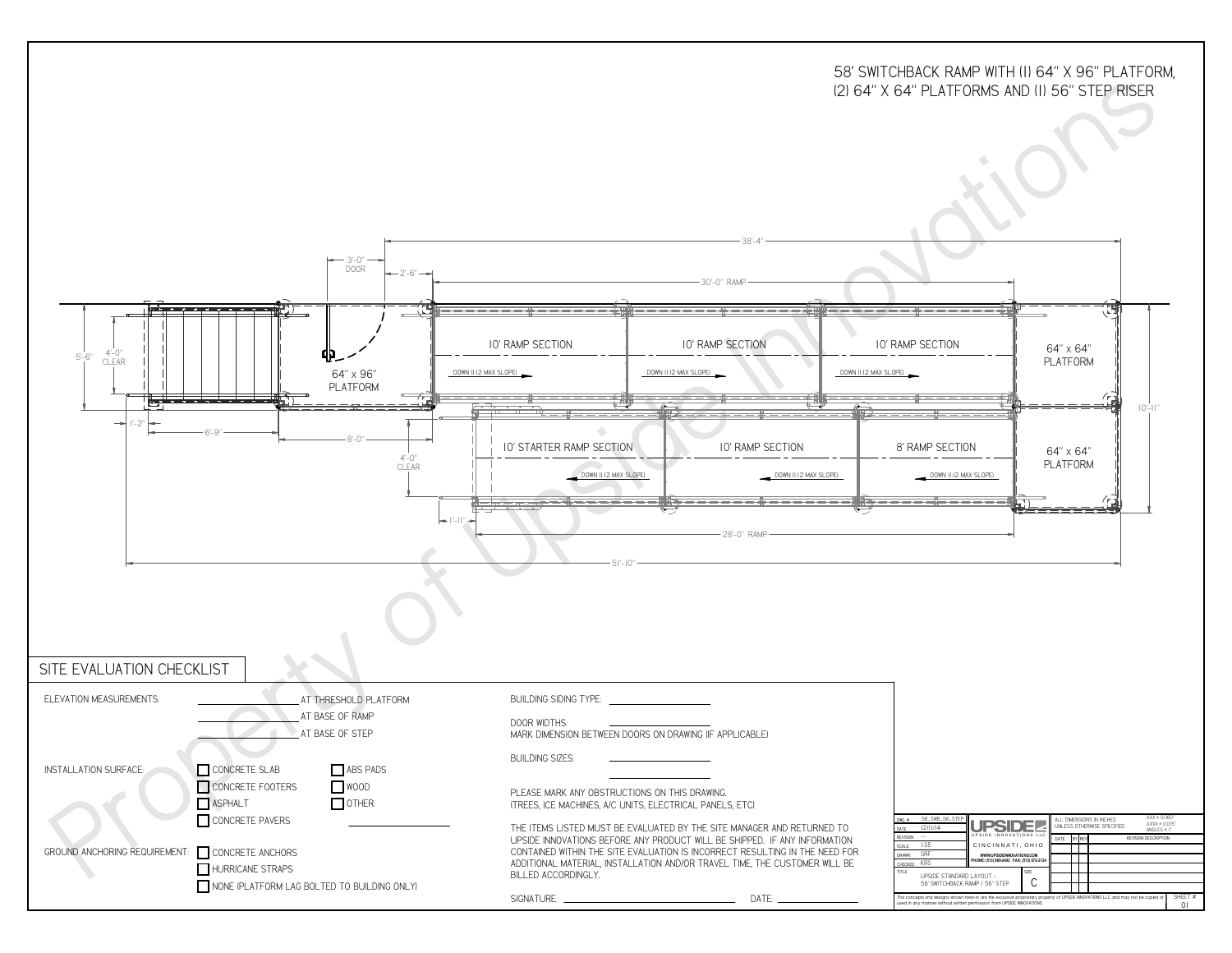# 58' SWITCHBACK RAMP WITH (1) 64" X 96" PLATFORM, (2) 64" X 64" PLATFORMS AND (1) 56" STEP RISER

38'-4"

3'-0" DOOR

2'-6"

30'-0" RAMP

5'-6"

4'-0" CLEAR

64" x 96" PLATFORM

10' RAMP SECTION

DOWN (1:12 MAX SLOPE)

10' RAMP SECTION

DOWN (1:12 MAX SLOPE)

10' RAMP SECTION

DOWN (1:12 MAX SLOPE)

64" x 64" PLATFORM

10'-11"

1'-2"

6'-9"

8'-0"

4'-0" CLEAR

10' STARTER RAMP SECTION

DOWN (1:12 MAX SLOPE)

10' RAMP SECTION

DOWN (1:12 MAX SLOPE)

8' RAMP SECTION

DOWN (1:12 MAX SLOPE)

64" x 64" PLATFORM

1'-11"

28'-0" RAMP

51'-10"

Property of Upside Innovations

## SITE EVALUATION CHECKLIST

ELEVATION MEASUREMENTS: ____________ AT THRESHOLD PLATFORM

____________ AT BASE OF RAMP

____________ AT BASE OF STEP

INSTALLATION SURFACE:

- ☐ CONCRETE SLAB
- ☐ CONCRETE FOOTERS
- ☐ ASPHALT
- ☐ CONCRETE PAVERS
- ☐ ABS PADS
- ☐ WOOD
- ☐ OTHER ____________

GROUND ANCHORING REQUIREMENT:

- ☐ CONCRETE ANCHORS
- ☐ HURRICANE STRAPS
- ☐ NONE (PLATFORM LAG BOLTED TO BUILDING ONLY)

BUILDING SIDING TYPE: ____________

DOOR WIDTHS: ____________

MARK DIMENSION BETWEEN DOORS ON DRAWING (IF APPLICABLE)

BUILDING SIZES: ____________

____________

PLEASE MARK ANY OBSTRUCTIONS ON THIS DRAWING.
(TREES, ICE MACHINES, A/C UNITS, ELECTRICAL PANELS, ETC)

THE ITEMS LISTED MUST BE EVALUATED BY THE SITE MANAGER AND RETURNED TO UPSIDE INNOVATIONS BEFORE ANY PRODUCT WILL BE SHIPPED. IF ANY INFORMATION CONTAINED WITHIN THE SITE EVALUATION IS INCORRECT RESULTING IN THE NEED FOR ADDITIONAL MATERIAL, INSTALLATION AND/OR TRAVEL TIME, THE CUSTOMER WILL BE BILLED ACCORDINGLY.

SIGNATURE: ____________________ DATE: ____________

| | |
|---|---|
| DWG # | 58_SWB_56_STEP |
| DATE | 12/11/14 |
| REVISION | --- |
| SCALE | 1:35 |
| DRAWN | SRF |
| CHECKED | KRS |

UPSIDE INNOVATIONS LLC
CINCINNATI, OHIO
WWW.UPSIDEINNOVATIONS.COM
PHONE: (513) 889-2492 FAX: (513) 672-2124

ALL DIMENSIONS IN INCHES UNLESS OTHERWISE SPECIFIED
XXX ± 0.060"
XXXX ± 0.015"
ANGLES ± 1°

| DATE | BY | REV | REVISION DESCRIPTION |
|---|---|---|---|

TITLE: UPSIDE STANDARD LAYOUT - 58' SWITCHBACK RAMP / 56" STEP

SIZE: C

The concepts and designs shown here-in are the exclusive proprietary property of UPSIDE INNOVATIONS LLC and may not be copied or used in any manner without written permission from UPSIDE INNOVATIONS.

SHEET # 01